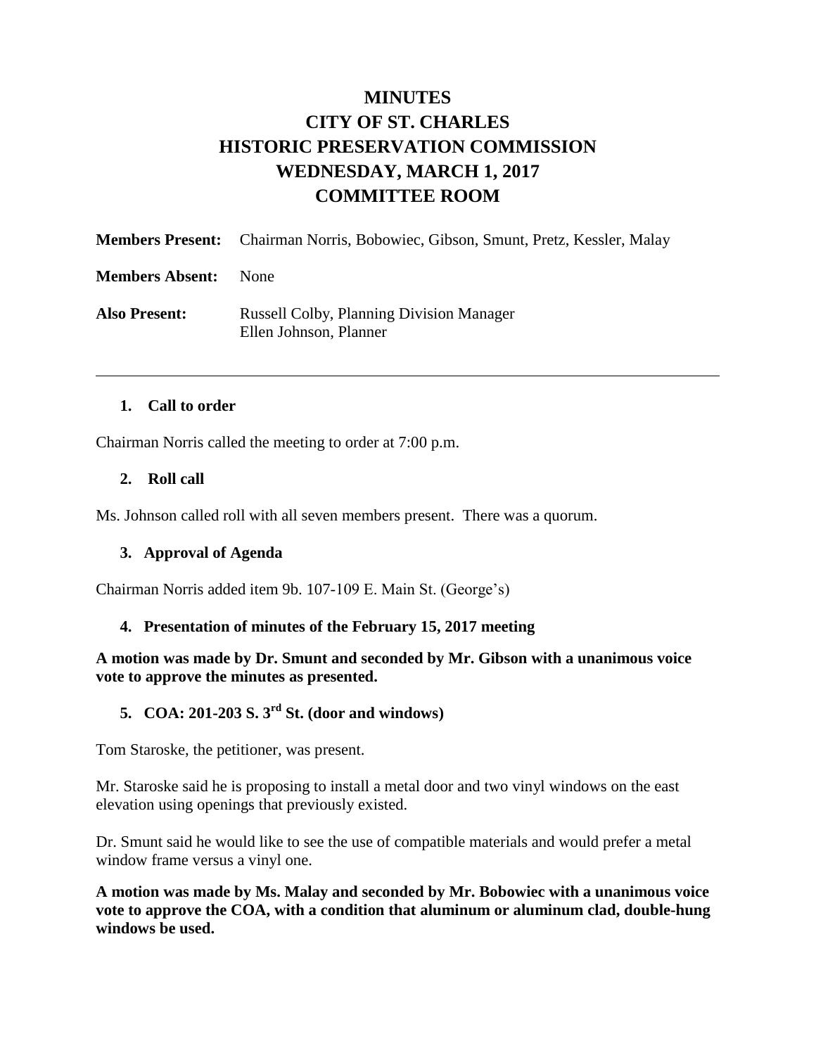# MINUTES
# CITY OF ST. CHARLES
# HISTORIC PRESERVATION COMMISSION
# WEDNESDAY, MARCH 1, 2017
# COMMITTEE ROOM

**Members Present:** Chairman Norris, Bobowiec, Gibson, Smunt, Pretz, Kessler, Malay

**Members Absent:** None

**Also Present:** Russell Colby, Planning Division Manager
Ellen Johnson, Planner

---

### 1. Call to order

Chairman Norris called the meeting to order at 7:00 p.m.

### 2. Roll call

Ms. Johnson called roll with all seven members present. There was a quorum.

### 3. Approval of Agenda

Chairman Norris added item 9b. 107-109 E. Main St. (George's)

### 4. Presentation of minutes of the February 15, 2017 meeting

**A motion was made by Dr. Smunt and seconded by Mr. Gibson with a unanimous voice vote to approve the minutes as presented.**

### 5. COA: 201-203 S. 3rd St. (door and windows)

Tom Staroske, the petitioner, was present.

Mr. Staroske said he is proposing to install a metal door and two vinyl windows on the east elevation using openings that previously existed.

Dr. Smunt said he would like to see the use of compatible materials and would prefer a metal window frame versus a vinyl one.

**A motion was made by Ms. Malay and seconded by Mr. Bobowiec with a unanimous voice vote to approve the COA, with a condition that aluminum or aluminum clad, double-hung windows be used.**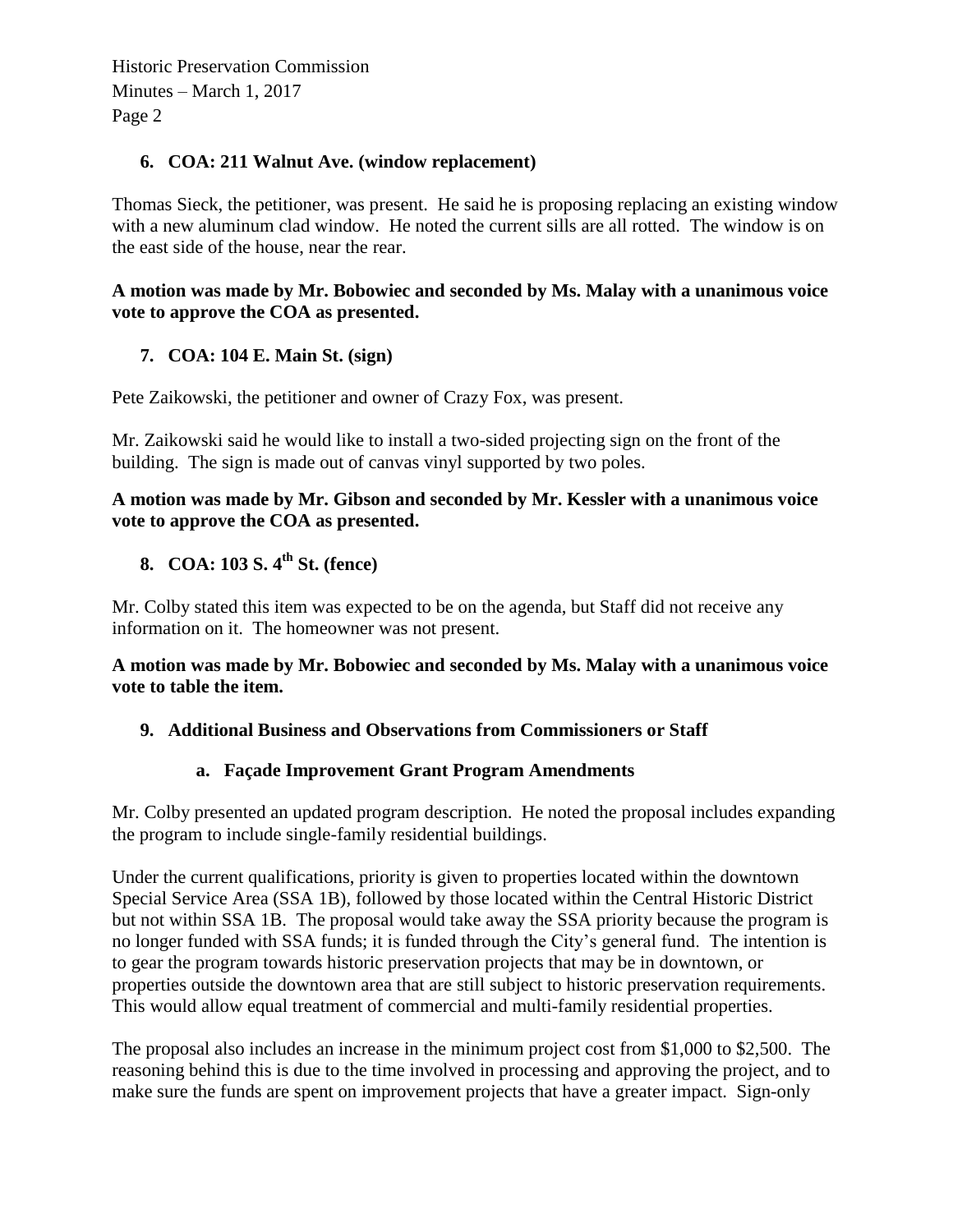### 6. COA: 211 Walnut Ave. (window replacement)

Thomas Sieck, the petitioner, was present. He said he is proposing replacing an existing window with a new aluminum clad window. He noted the current sills are all rotted. The window is on the east side of the house, near the rear.

**A motion was made by Mr. Bobowiec and seconded by Ms. Malay with a unanimous voice vote to approve the COA as presented.**

### 7. COA: 104 E. Main St. (sign)

Pete Zaikowski, the petitioner and owner of Crazy Fox, was present.

Mr. Zaikowski said he would like to install a two-sided projecting sign on the front of the building. The sign is made out of canvas vinyl supported by two poles.

**A motion was made by Mr. Gibson and seconded by Mr. Kessler with a unanimous voice vote to approve the COA as presented.**

### 8. COA: 103 S. 4th St. (fence)

Mr. Colby stated this item was expected to be on the agenda, but Staff did not receive any information on it. The homeowner was not present.

**A motion was made by Mr. Bobowiec and seconded by Ms. Malay with a unanimous voice vote to table the item.**

### 9. Additional Business and Observations from Commissioners or Staff

#### a. Façade Improvement Grant Program Amendments

Mr. Colby presented an updated program description. He noted the proposal includes expanding the program to include single-family residential buildings.

Under the current qualifications, priority is given to properties located within the downtown Special Service Area (SSA 1B), followed by those located within the Central Historic District but not within SSA 1B. The proposal would take away the SSA priority because the program is no longer funded with SSA funds; it is funded through the City's general fund. The intention is to gear the program towards historic preservation projects that may be in downtown, or properties outside the downtown area that are still subject to historic preservation requirements. This would allow equal treatment of commercial and multi-family residential properties.

The proposal also includes an increase in the minimum project cost from $1,000 to $2,500. The reasoning behind this is due to the time involved in processing and approving the project, and to make sure the funds are spent on improvement projects that have a greater impact. Sign-only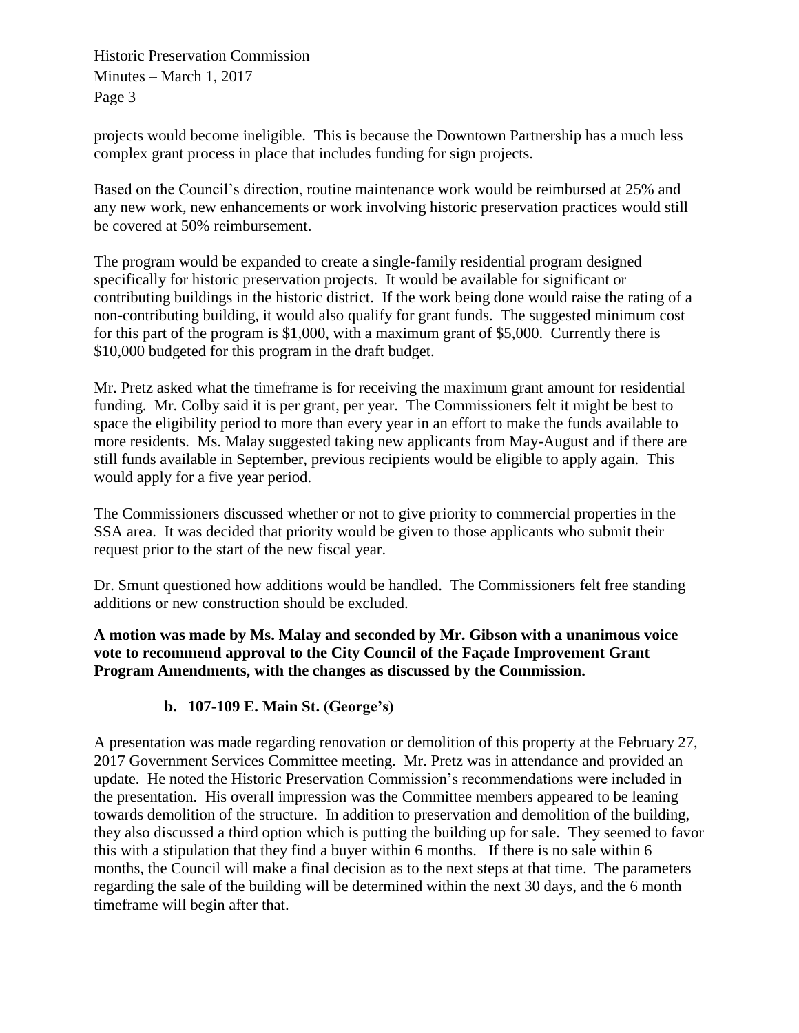projects would become ineligible. This is because the Downtown Partnership has a much less complex grant process in place that includes funding for sign projects.

Based on the Council's direction, routine maintenance work would be reimbursed at 25% and any new work, new enhancements or work involving historic preservation practices would still be covered at 50% reimbursement.

The program would be expanded to create a single-family residential program designed specifically for historic preservation projects. It would be available for significant or contributing buildings in the historic district. If the work being done would raise the rating of a non-contributing building, it would also qualify for grant funds. The suggested minimum cost for this part of the program is $1,000, with a maximum grant of $5,000. Currently there is $10,000 budgeted for this program in the draft budget.

Mr. Pretz asked what the timeframe is for receiving the maximum grant amount for residential funding. Mr. Colby said it is per grant, per year. The Commissioners felt it might be best to space the eligibility period to more than every year in an effort to make the funds available to more residents. Ms. Malay suggested taking new applicants from May-August and if there are still funds available in September, previous recipients would be eligible to apply again. This would apply for a five year period.

The Commissioners discussed whether or not to give priority to commercial properties in the SSA area. It was decided that priority would be given to those applicants who submit their request prior to the start of the new fiscal year.

Dr. Smunt questioned how additions would be handled. The Commissioners felt free standing additions or new construction should be excluded.

**A motion was made by Ms. Malay and seconded by Mr. Gibson with a unanimous voice vote to recommend approval to the City Council of the Façade Improvement Grant Program Amendments, with the changes as discussed by the Commission.**

**b. 107-109 E. Main St. (George's)**

A presentation was made regarding renovation or demolition of this property at the February 27, 2017 Government Services Committee meeting. Mr. Pretz was in attendance and provided an update. He noted the Historic Preservation Commission's recommendations were included in the presentation. His overall impression was the Committee members appeared to be leaning towards demolition of the structure. In addition to preservation and demolition of the building, they also discussed a third option which is putting the building up for sale. They seemed to favor this with a stipulation that they find a buyer within 6 months. If there is no sale within 6 months, the Council will make a final decision as to the next steps at that time. The parameters regarding the sale of the building will be determined within the next 30 days, and the 6 month timeframe will begin after that.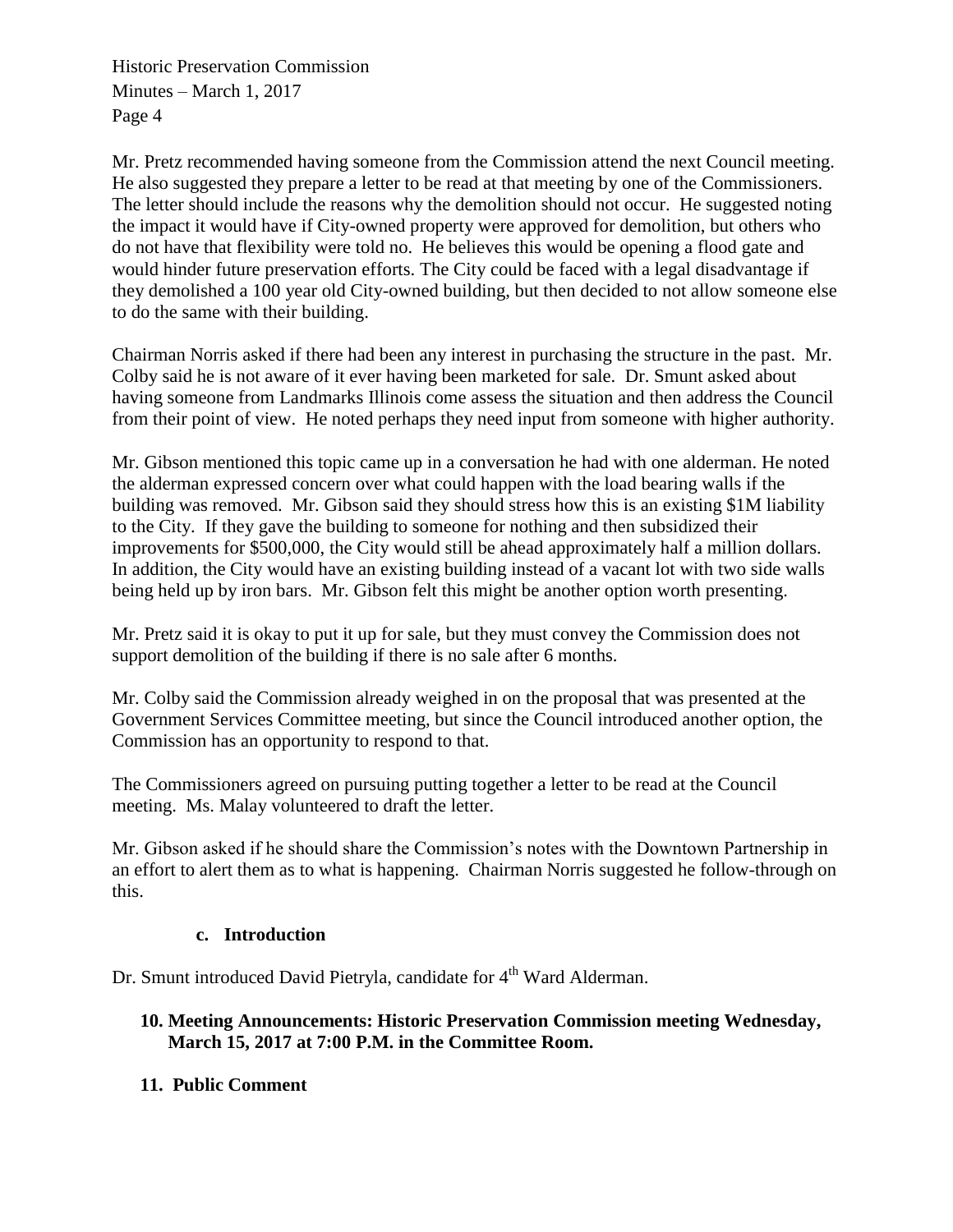Mr. Pretz recommended having someone from the Commission attend the next Council meeting. He also suggested they prepare a letter to be read at that meeting by one of the Commissioners. The letter should include the reasons why the demolition should not occur. He suggested noting the impact it would have if City-owned property were approved for demolition, but others who do not have that flexibility were told no. He believes this would be opening a flood gate and would hinder future preservation efforts. The City could be faced with a legal disadvantage if they demolished a 100 year old City-owned building, but then decided to not allow someone else to do the same with their building.

Chairman Norris asked if there had been any interest in purchasing the structure in the past. Mr. Colby said he is not aware of it ever having been marketed for sale. Dr. Smunt asked about having someone from Landmarks Illinois come assess the situation and then address the Council from their point of view. He noted perhaps they need input from someone with higher authority.

Mr. Gibson mentioned this topic came up in a conversation he had with one alderman. He noted the alderman expressed concern over what could happen with the load bearing walls if the building was removed. Mr. Gibson said they should stress how this is an existing $1M liability to the City. If they gave the building to someone for nothing and then subsidized their improvements for $500,000, the City would still be ahead approximately half a million dollars. In addition, the City would have an existing building instead of a vacant lot with two side walls being held up by iron bars. Mr. Gibson felt this might be another option worth presenting.

Mr. Pretz said it is okay to put it up for sale, but they must convey the Commission does not support demolition of the building if there is no sale after 6 months.

Mr. Colby said the Commission already weighed in on the proposal that was presented at the Government Services Committee meeting, but since the Council introduced another option, the Commission has an opportunity to respond to that.

The Commissioners agreed on pursuing putting together a letter to be read at the Council meeting. Ms. Malay volunteered to draft the letter.

Mr. Gibson asked if he should share the Commission's notes with the Downtown Partnership in an effort to alert them as to what is happening. Chairman Norris suggested he follow-through on this.

**c. Introduction**

Dr. Smunt introduced David Pietryla, candidate for 4th Ward Alderman.

**10. Meeting Announcements: Historic Preservation Commission meeting Wednesday, March 15, 2017 at 7:00 P.M. in the Committee Room.**

**11. Public Comment**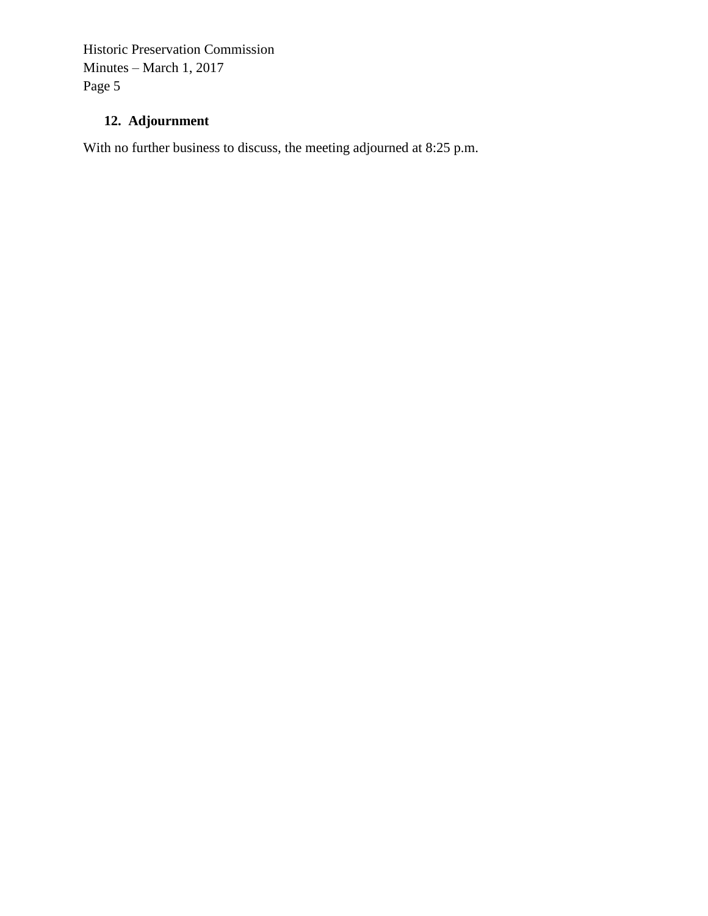### 12. Adjournment

With no further business to discuss, the meeting adjourned at 8:25 p.m.